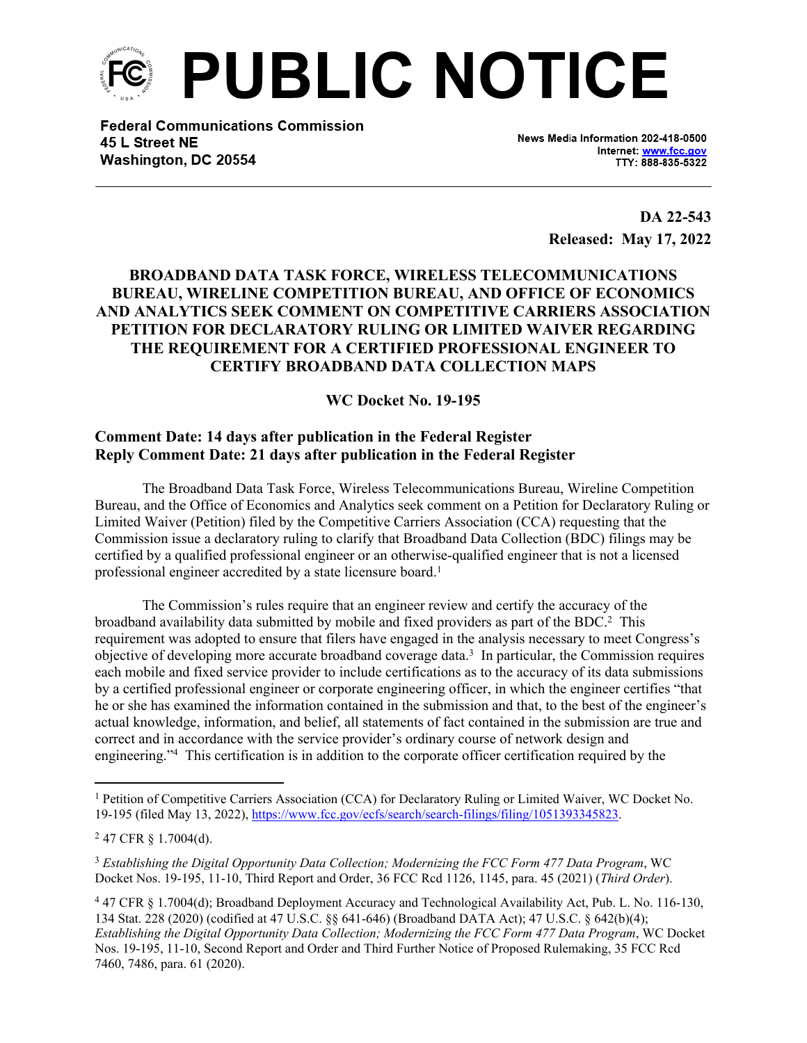# PUBLIC NOTICE

**Federal Communications Commission**
**45 L Street NE**
**Washington, DC 20554**

News Media Information 202-418-0500
Internet: www.fcc.gov
TTY: 888-835-5322

**DA 22-543**
**Released: May 17, 2022**

## BROADBAND DATA TASK FORCE, WIRELESS TELECOMMUNICATIONS BUREAU, WIRELINE COMPETITION BUREAU, AND OFFICE OF ECONOMICS AND ANALYTICS SEEK COMMENT ON COMPETITIVE CARRIERS ASSOCIATION PETITION FOR DECLARATORY RULING OR LIMITED WAIVER REGARDING THE REQUIREMENT FOR A CERTIFIED PROFESSIONAL ENGINEER TO CERTIFY BROADBAND DATA COLLECTION MAPS

**WC Docket No. 19-195**

**Comment Date: 14 days after publication in the Federal Register**
**Reply Comment Date: 21 days after publication in the Federal Register**

The Broadband Data Task Force, Wireless Telecommunications Bureau, Wireline Competition Bureau, and the Office of Economics and Analytics seek comment on a Petition for Declaratory Ruling or Limited Waiver (Petition) filed by the Competitive Carriers Association (CCA) requesting that the Commission issue a declaratory ruling to clarify that Broadband Data Collection (BDC) filings may be certified by a qualified professional engineer or an otherwise-qualified engineer that is not a licensed professional engineer accredited by a state licensure board.[1]

The Commission's rules require that an engineer review and certify the accuracy of the broadband availability data submitted by mobile and fixed providers as part of the BDC.[2] This requirement was adopted to ensure that filers have engaged in the analysis necessary to meet Congress's objective of developing more accurate broadband coverage data.[3] In particular, the Commission requires each mobile and fixed service provider to include certifications as to the accuracy of its data submissions by a certified professional engineer or corporate engineering officer, in which the engineer certifies "that he or she has examined the information contained in the submission and that, to the best of the engineer's actual knowledge, information, and belief, all statements of fact contained in the submission are true and correct and in accordance with the service provider's ordinary course of network design and engineering."[4] This certification is in addition to the corporate officer certification required by the

---

[1] Petition of Competitive Carriers Association (CCA) for Declaratory Ruling or Limited Waiver, WC Docket No. 19-195 (filed May 13, 2022), https://www.fcc.gov/ecfs/search/search-filings/filing/1051393345823.

[2] 47 CFR § 1.7004(d).

[3] *Establishing the Digital Opportunity Data Collection; Modernizing the FCC Form 477 Data Program*, WC Docket Nos. 19-195, 11-10, Third Report and Order, 36 FCC Rcd 1126, 1145, para. 45 (2021) (*Third Order*).

[4] 47 CFR § 1.7004(d); Broadband Deployment Accuracy and Technological Availability Act, Pub. L. No. 116-130, 134 Stat. 228 (2020) (codified at 47 U.S.C. §§ 641-646) (Broadband DATA Act); 47 U.S.C. § 642(b)(4); *Establishing the Digital Opportunity Data Collection; Modernizing the FCC Form 477 Data Program*, WC Docket Nos. 19-195, 11-10, Second Report and Order and Third Further Notice of Proposed Rulemaking, 35 FCC Rcd 7460, 7486, para. 61 (2020).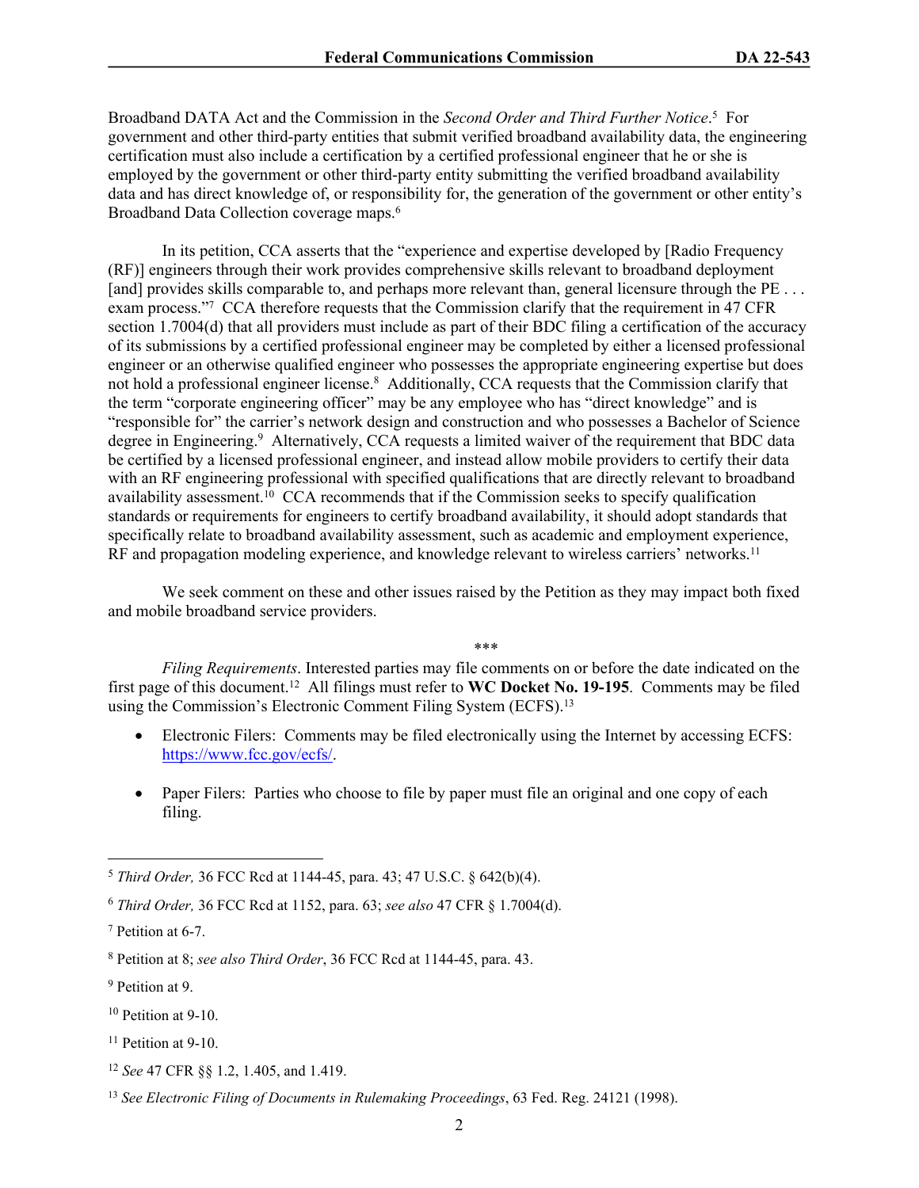Broadband DATA Act and the Commission in the *Second Order and Third Further Notice*.[5] For government and other third-party entities that submit verified broadband availability data, the engineering certification must also include a certification by a certified professional engineer that he or she is employed by the government or other third-party entity submitting the verified broadband availability data and has direct knowledge of, or responsibility for, the generation of the government or other entity's Broadband Data Collection coverage maps.[6]

In its petition, CCA asserts that the "experience and expertise developed by [Radio Frequency (RF)] engineers through their work provides comprehensive skills relevant to broadband deployment [and] provides skills comparable to, and perhaps more relevant than, general licensure through the PE . . . exam process."[7] CCA therefore requests that the Commission clarify that the requirement in 47 CFR section 1.7004(d) that all providers must include as part of their BDC filing a certification of the accuracy of its submissions by a certified professional engineer may be completed by either a licensed professional engineer or an otherwise qualified engineer who possesses the appropriate engineering expertise but does not hold a professional engineer license.[8] Additionally, CCA requests that the Commission clarify that the term "corporate engineering officer" may be any employee who has "direct knowledge" and is "responsible for" the carrier's network design and construction and who possesses a Bachelor of Science degree in Engineering.[9] Alternatively, CCA requests a limited waiver of the requirement that BDC data be certified by a licensed professional engineer, and instead allow mobile providers to certify their data with an RF engineering professional with specified qualifications that are directly relevant to broadband availability assessment.[10] CCA recommends that if the Commission seeks to specify qualification standards or requirements for engineers to certify broadband availability, it should adopt standards that specifically relate to broadband availability assessment, such as academic and employment experience, RF and propagation modeling experience, and knowledge relevant to wireless carriers' networks.[11]

We seek comment on these and other issues raised by the Petition as they may impact both fixed and mobile broadband service providers.

\*\*\*

*Filing Requirements*. Interested parties may file comments on or before the date indicated on the first page of this document.[12] All filings must refer to **WC Docket No. 19-195**. Comments may be filed using the Commission's Electronic Comment Filing System (ECFS).[13]

- Electronic Filers: Comments may be filed electronically using the Internet by accessing ECFS: https://www.fcc.gov/ecfs/.

- Paper Filers: Parties who choose to file by paper must file an original and one copy of each filing.

---

[5] *Third Order,* 36 FCC Rcd at 1144-45, para. 43; 47 U.S.C. § 642(b)(4).

[6] *Third Order,* 36 FCC Rcd at 1152, para. 63; *see also* 47 CFR § 1.7004(d).

[7] Petition at 6-7.

[8] Petition at 8; *see also Third Order*, 36 FCC Rcd at 1144-45, para. 43.

[9] Petition at 9.

[10] Petition at 9-10.

[11] Petition at 9-10.

[12] *See* 47 CFR §§ 1.2, 1.405, and 1.419.

[13] *See Electronic Filing of Documents in Rulemaking Proceedings*, 63 Fed. Reg. 24121 (1998).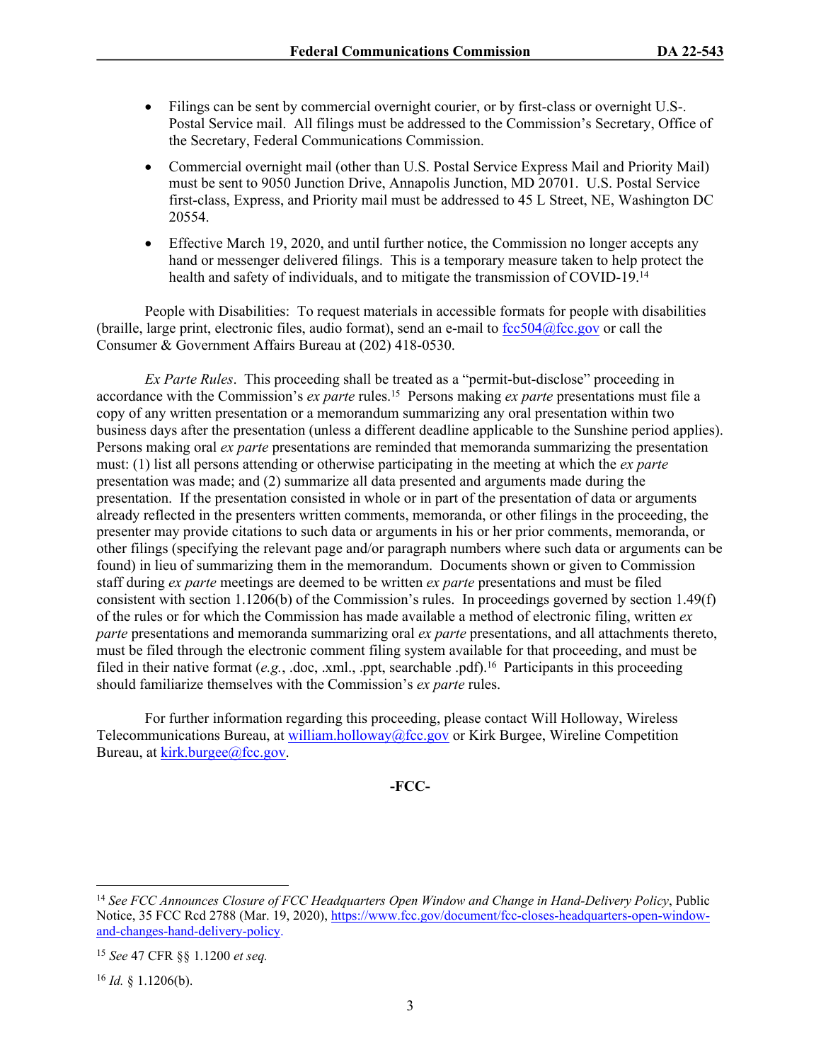- Filings can be sent by commercial overnight courier, or by first-class or overnight U.S-. Postal Service mail. All filings must be addressed to the Commission's Secretary, Office of the Secretary, Federal Communications Commission.

- Commercial overnight mail (other than U.S. Postal Service Express Mail and Priority Mail) must be sent to 9050 Junction Drive, Annapolis Junction, MD 20701. U.S. Postal Service first-class, Express, and Priority mail must be addressed to 45 L Street, NE, Washington DC 20554.

- Effective March 19, 2020, and until further notice, the Commission no longer accepts any hand or messenger delivered filings. This is a temporary measure taken to help protect the health and safety of individuals, and to mitigate the transmission of COVID-19.[14]

People with Disabilities: To request materials in accessible formats for people with disabilities (braille, large print, electronic files, audio format), send an e-mail to fcc504@fcc.gov or call the Consumer & Government Affairs Bureau at (202) 418-0530.

*Ex Parte Rules*. This proceeding shall be treated as a "permit-but-disclose" proceeding in accordance with the Commission's *ex parte* rules.[15] Persons making *ex parte* presentations must file a copy of any written presentation or a memorandum summarizing any oral presentation within two business days after the presentation (unless a different deadline applicable to the Sunshine period applies). Persons making oral *ex parte* presentations are reminded that memoranda summarizing the presentation must: (1) list all persons attending or otherwise participating in the meeting at which the *ex parte* presentation was made; and (2) summarize all data presented and arguments made during the presentation. If the presentation consisted in whole or in part of the presentation of data or arguments already reflected in the presenters written comments, memoranda, or other filings in the proceeding, the presenter may provide citations to such data or arguments in his or her prior comments, memoranda, or other filings (specifying the relevant page and/or paragraph numbers where such data or arguments can be found) in lieu of summarizing them in the memorandum. Documents shown or given to Commission staff during *ex parte* meetings are deemed to be written *ex parte* presentations and must be filed consistent with section 1.1206(b) of the Commission's rules. In proceedings governed by section 1.49(f) of the rules or for which the Commission has made available a method of electronic filing, written *ex parte* presentations and memoranda summarizing oral *ex parte* presentations, and all attachments thereto, must be filed through the electronic comment filing system available for that proceeding, and must be filed in their native format (*e.g.*, .doc, .xml., .ppt, searchable .pdf).[16] Participants in this proceeding should familiarize themselves with the Commission's *ex parte* rules.

For further information regarding this proceeding, please contact Will Holloway, Wireless Telecommunications Bureau, at william.holloway@fcc.gov or Kirk Burgee, Wireline Competition Bureau, at kirk.burgee@fcc.gov.

**-FCC-**

---

[14] *See FCC Announces Closure of FCC Headquarters Open Window and Change in Hand-Delivery Policy*, Public Notice, 35 FCC Rcd 2788 (Mar. 19, 2020), https://www.fcc.gov/document/fcc-closes-headquarters-open-window-and-changes-hand-delivery-policy.

[15] *See* 47 CFR §§ 1.1200 *et seq.*

[16] *Id.* § 1.1206(b).